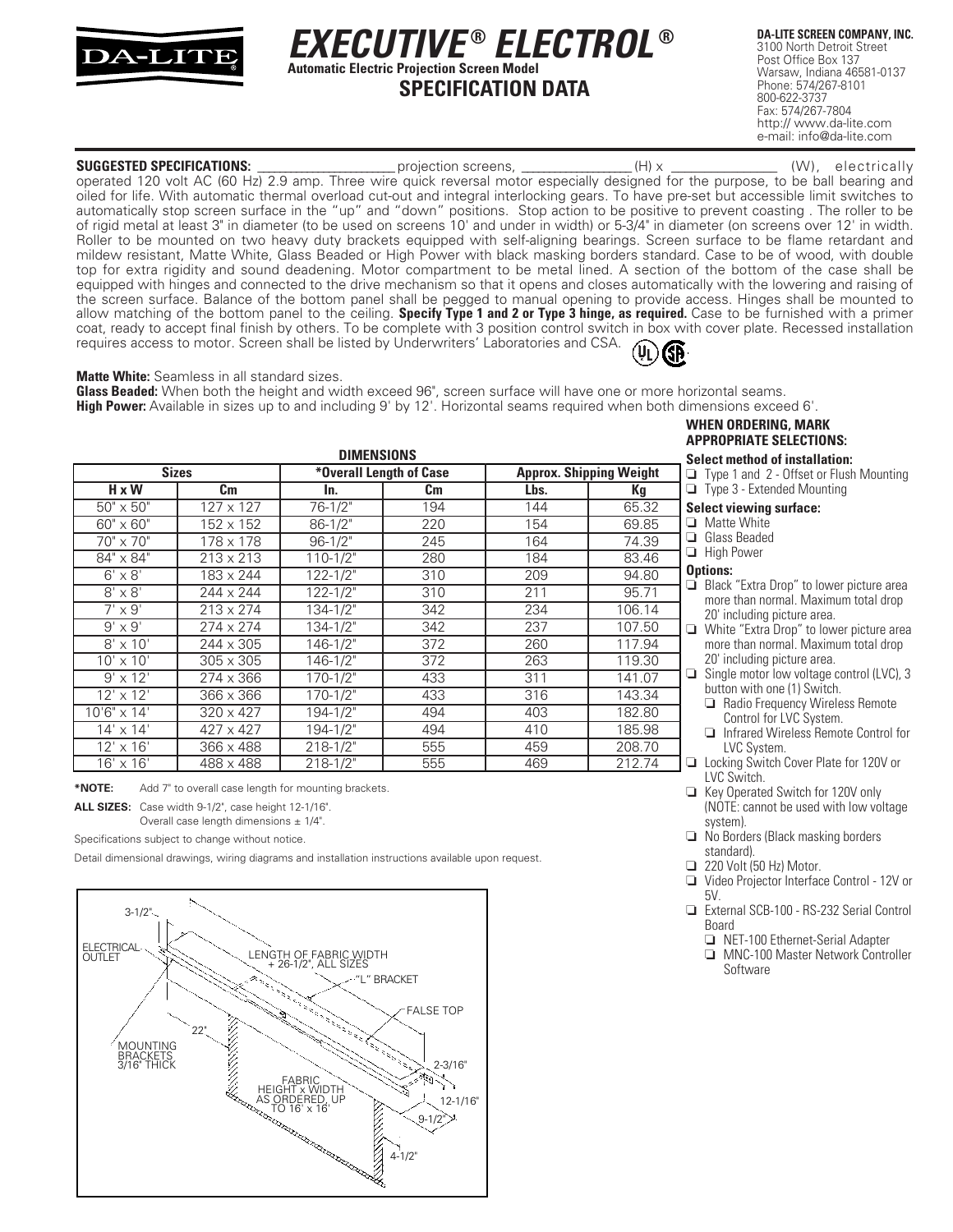# EXECUTIVE® ELECTROL®

**Automatic Electric Projection Screen Model**

## SPECIFICATION DATA

**DA-LITE SCREEN COMPANY, INC.**
3100 North Detroit Street
Post Office Box 137
Warsaw, Indiana 46581-0137
Phone: 574/267-8101
800-622-3737
Fax: 574/267-7804
http:// www.da-lite.com
e-mail: info@da-lite.com

**SUGGESTED SPECIFICATIONS:** ____________________ projection screens, ______________ (H) x ______________ (W), electrically operated 120 volt AC (60 Hz) 2.9 amp. Three wire quick reversal motor especially designed for the purpose, to be ball bearing and oiled for life. With automatic thermal overload cut-out and integral interlocking gears. To have pre-set but accessible limit switches to automatically stop screen surface in the "up" and "down" positions. Stop action to be positive to prevent coasting . The roller to be of rigid metal at least 3" in diameter (to be used on screens 10' and under in width) or 5-3/4" in diameter (on screens over 12' in width. Roller to be mounted on two heavy duty brackets equipped with self-aligning bearings. Screen surface to be flame retardant and mildew resistant, Matte White, Glass Beaded or High Power with black masking borders standard. Case to be of wood, with double top for extra rigidity and sound deadening. Motor compartment to be metal lined. A section of the bottom of the case shall be equipped with hinges and connected to the drive mechanism so that it opens and closes automatically with the lowering and raising of the screen surface. Balance of the bottom panel shall be pegged to manual opening to provide access. Hinges shall be mounted to allow matching of the bottom panel to the ceiling. **Specify Type 1 and 2 or Type 3 hinge, as required.** Case to be furnished with a primer coat, ready to accept final finish by others. To be complete with 3 position control switch in box with cover plate. Recessed installation requires access to motor. Screen shall be listed by Underwriters' Laboratories and CSA.

**Matte White:** Seamless in all standard sizes.
**Glass Beaded:** When both the height and width exceed 96", screen surface will have one or more horizontal seams.
**High Power:** Available in sizes up to and including 9' by 12'. Horizontal seams required when both dimensions exceed 6'.

**DIMENSIONS**

| Sizes | | *Overall Length of Case | | Approx. Shipping Weight | |
|---|---|---|---|---|---|
| H x W | Cm | In. | Cm | Lbs. | Kg |
| 50" x 50" | 127 x 127 | 76-1/2" | 194 | 144 | 65.32 |
| 60" x 60" | 152 x 152 | 86-1/2" | 220 | 154 | 69.85 |
| 70" x 70" | 178 x 178 | 96-1/2" | 245 | 164 | 74.39 |
| 84" x 84" | 213 x 213 | 110-1/2" | 280 | 184 | 83.46 |
| 6' x 8' | 183 x 244 | 122-1/2" | 310 | 209 | 94.80 |
| 8' x 8' | 244 x 244 | 122-1/2" | 310 | 211 | 95.71 |
| 7' x 9' | 213 x 274 | 134-1/2" | 342 | 234 | 106.14 |
| 9' x 9' | 274 x 274 | 134-1/2" | 342 | 237 | 107.50 |
| 8' x 10' | 244 x 305 | 146-1/2" | 372 | 260 | 117.94 |
| 10' x 10' | 305 x 305 | 146-1/2" | 372 | 263 | 119.30 |
| 9' x 12' | 274 x 366 | 170-1/2" | 433 | 311 | 141.07 |
| 12' x 12' | 366 x 366 | 170-1/2" | 433 | 316 | 143.34 |
| 10'6" x 14' | 320 x 427 | 194-1/2" | 494 | 403 | 182.80 |
| 14' x 14' | 427 x 427 | 194-1/2" | 494 | 410 | 185.98 |
| 12' x 16' | 366 x 488 | 218-1/2" | 555 | 459 | 208.70 |
| 16' x 16' | 488 x 488 | 218-1/2" | 555 | 469 | 212.74 |

**\*NOTE:** Add 7" to overall case length for mounting brackets.

**ALL SIZES:** Case width 9-1/2", case height 12-1/16".
Overall case length dimensions ± 1/4".

Specifications subject to change without notice.

Detail dimensional drawings, wiring diagrams and installation instructions available upon request.

3-1/2" · ELECTRICAL OUTLET · LENGTH OF FABRIC WIDTH + 26-1/2", ALL SIZES · "L" BRACKET · FALSE TOP · 22" · MOUNTING BRACKETS 3/16" THICK · 2-3/16" · FABRIC HEIGHT x WIDTH AS ORDERED, UP TO 16' x 16' · 12-1/16" · 9-1/2" · 4-1/2"

### WHEN ORDERING, MARK APPROPRIATE SELECTIONS:

**Select method of installation:**
- ❑ Type 1 and 2 - Offset or Flush Mounting
- ❑ Type 3 - Extended Mounting

**Select viewing surface:**
- ❑ Matte White
- ❑ Glass Beaded
- ❑ High Power

**Options:**
- ❑ Black "Extra Drop" to lower picture area more than normal. Maximum total drop 20' including picture area.
- ❑ White "Extra Drop" to lower picture area more than normal. Maximum total drop 20' including picture area.
- ❑ Single motor low voltage control (LVC), 3 button with one (1) Switch.
  - ❑ Radio Frequency Wireless Remote Control for LVC System.
  - ❑ Infrared Wireless Remote Control for LVC System.
- ❑ Locking Switch Cover Plate for 120V or LVC Switch.
- ❑ Key Operated Switch for 120V only (NOTE: cannot be used with low voltage system).
- ❑ No Borders (Black masking borders standard).
- ❑ 220 Volt (50 Hz) Motor.
- ❑ Video Projector Interface Control - 12V or 5V.
- ❑ External SCB-100 - RS-232 Serial Control Board
  - ❑ NET-100 Ethernet-Serial Adapter
  - ❑ MNC-100 Master Network Controller Software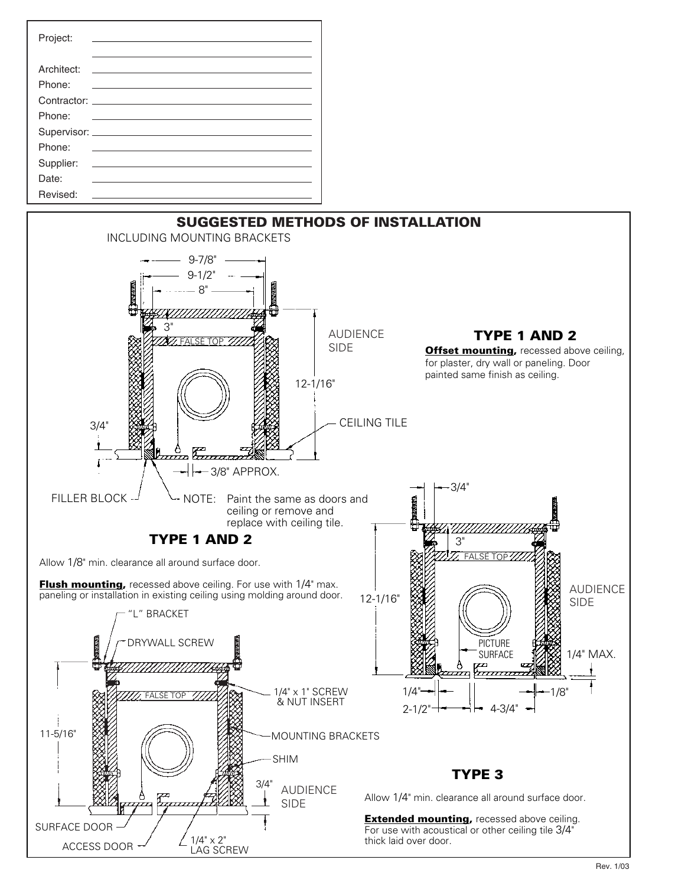| | |
|---|---|
| Project: | |
| Architect: | |
| Phone: | |
| Contractor: | |
| Phone: | |
| Supervisor: | |
| Phone: | |
| Supplier: | |
| Date: | |
| Revised: | |

## SUGGESTED METHODS OF INSTALLATION

INCLUDING MOUNTING BRACKETS

9-7/8"
9-1/2"
8"
3"
FALSE TOP
AUDIENCE SIDE
12-1/16"
3/4"
CEILING TILE
3/8" APPROX.
FILLER BLOCK
NOTE: Paint the same as doors and ceiling or remove and replace with ceiling tile.

### TYPE 1 AND 2

**Offset mounting,** recessed above ceiling, for plaster, dry wall or paneling. Door painted same finish as ceiling.

### TYPE 1 AND 2

Allow 1/8" min. clearance all around surface door.

**Flush mounting,** recessed above ceiling. For use with 1/4" max. paneling or installation in existing ceiling using molding around door.

"L" BRACKET
DRYWALL SCREW
FALSE TOP
1/4" x 1" SCREW & NUT INSERT
11-5/16"
MOUNTING BRACKETS
SHIM
3/4"
AUDIENCE SIDE
SURFACE DOOR
ACCESS DOOR
1/4" x 2" LAG SCREW

3/4"
3"
FALSE TOP
12-1/16"
AUDIENCE SIDE
PICTURE SURFACE
1/4" MAX.
1/4"
1/8"
2-1/2"
4-3/4"

### TYPE 3

Allow 1/4" min. clearance all around surface door.

**Extended mounting,** recessed above ceiling. For use with acoustical or other ceiling tile 3/4" thick laid over door.

Rev. 1/03